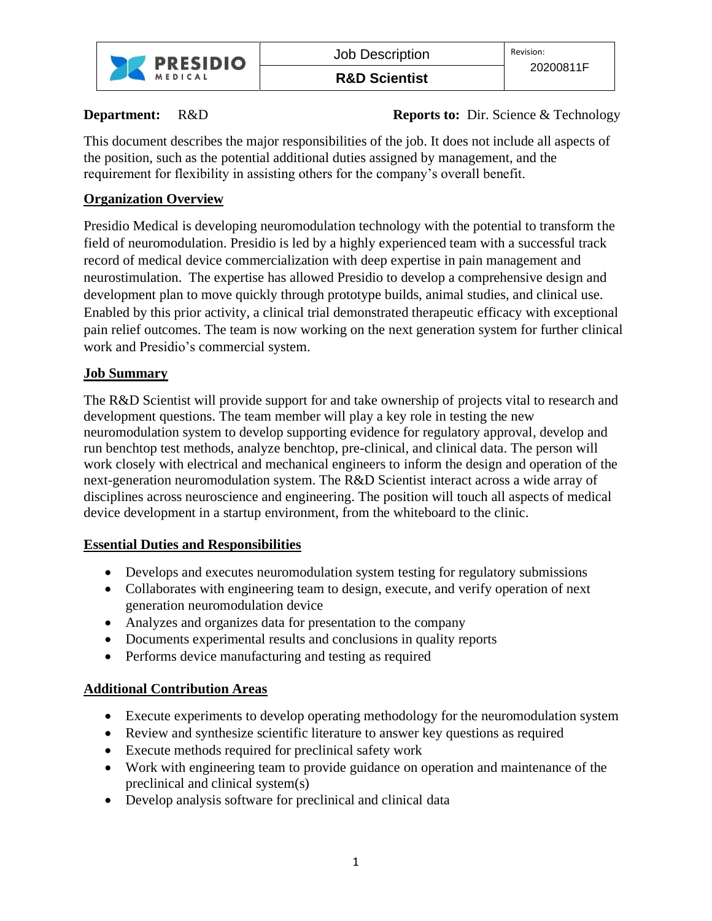| PRESIDIO MEDICAL | Job Description | Revision: 20200811F |
| --- | --- | --- |
| | **R&D Scientist** | |

**Department:** R&D **Reports to:** Dir. Science & Technology

This document describes the major responsibilities of the job. It does not include all aspects of the position, such as the potential additional duties assigned by management, and the requirement for flexibility in assisting others for the company's overall benefit.

## Organization Overview

Presidio Medical is developing neuromodulation technology with the potential to transform the field of neuromodulation. Presidio is led by a highly experienced team with a successful track record of medical device commercialization with deep expertise in pain management and neurostimulation. The expertise has allowed Presidio to develop a comprehensive design and development plan to move quickly through prototype builds, animal studies, and clinical use. Enabled by this prior activity, a clinical trial demonstrated therapeutic efficacy with exceptional pain relief outcomes. The team is now working on the next generation system for further clinical work and Presidio's commercial system.

## Job Summary

The R&D Scientist will provide support for and take ownership of projects vital to research and development questions. The team member will play a key role in testing the new neuromodulation system to develop supporting evidence for regulatory approval, develop and run benchtop test methods, analyze benchtop, pre-clinical, and clinical data. The person will work closely with electrical and mechanical engineers to inform the design and operation of the next-generation neuromodulation system. The R&D Scientist interact across a wide array of disciplines across neuroscience and engineering. The position will touch all aspects of medical device development in a startup environment, from the whiteboard to the clinic.

## Essential Duties and Responsibilities

- Develops and executes neuromodulation system testing for regulatory submissions
- Collaborates with engineering team to design, execute, and verify operation of next generation neuromodulation device
- Analyzes and organizes data for presentation to the company
- Documents experimental results and conclusions in quality reports
- Performs device manufacturing and testing as required

## Additional Contribution Areas

- Execute experiments to develop operating methodology for the neuromodulation system
- Review and synthesize scientific literature to answer key questions as required
- Execute methods required for preclinical safety work
- Work with engineering team to provide guidance on operation and maintenance of the preclinical and clinical system(s)
- Develop analysis software for preclinical and clinical data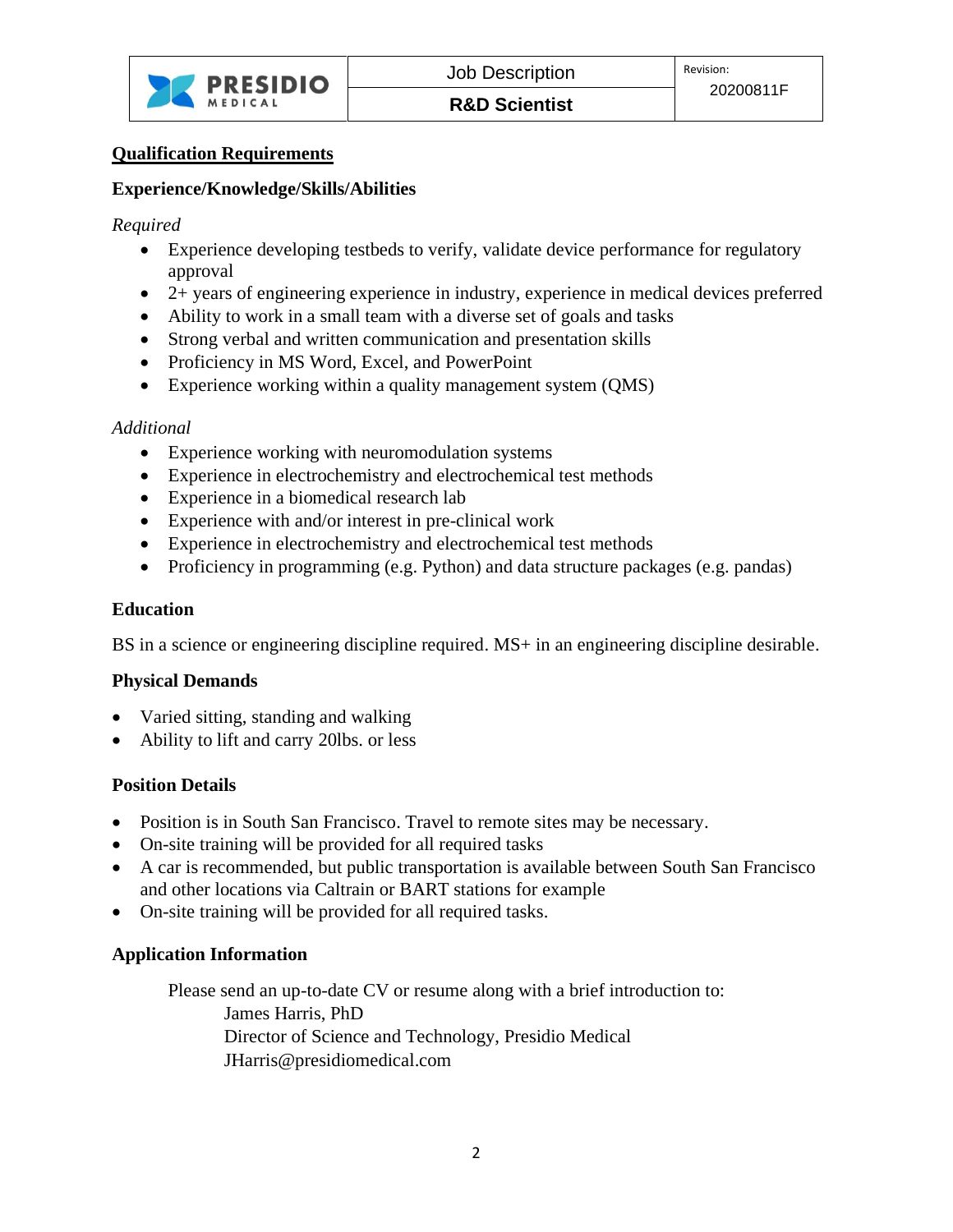## Qualification Requirements

### Experience/Knowledge/Skills/Abilities

*Required*

- Experience developing testbeds to verify, validate device performance for regulatory approval
- 2+ years of engineering experience in industry, experience in medical devices preferred
- Ability to work in a small team with a diverse set of goals and tasks
- Strong verbal and written communication and presentation skills
- Proficiency in MS Word, Excel, and PowerPoint
- Experience working within a quality management system (QMS)

*Additional*

- Experience working with neuromodulation systems
- Experience in electrochemistry and electrochemical test methods
- Experience in a biomedical research lab
- Experience with and/or interest in pre-clinical work
- Experience in electrochemistry and electrochemical test methods
- Proficiency in programming (e.g. Python) and data structure packages (e.g. pandas)

### Education

BS in a science or engineering discipline required. MS+ in an engineering discipline desirable.

### Physical Demands

- Varied sitting, standing and walking
- Ability to lift and carry 20lbs. or less

### Position Details

- Position is in South San Francisco. Travel to remote sites may be necessary.
- On-site training will be provided for all required tasks
- A car is recommended, but public transportation is available between South San Francisco and other locations via Caltrain or BART stations for example
- On-site training will be provided for all required tasks.

### Application Information

Please send an up-to-date CV or resume along with a brief introduction to:
James Harris, PhD
Director of Science and Technology, Presidio Medical
JHarris@presidiomedical.com